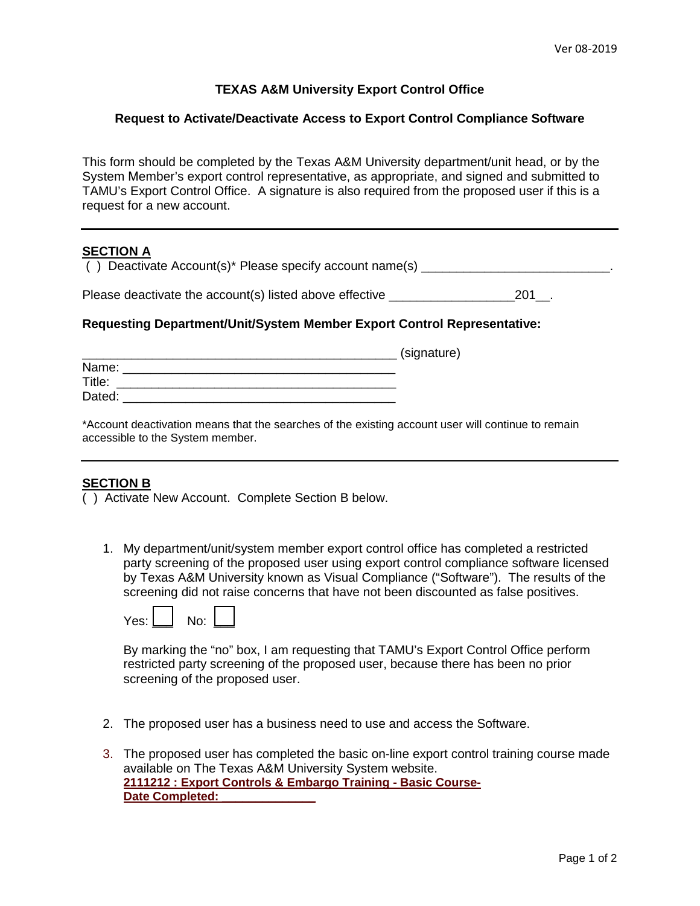Ver 08-2019

**TEXAS A&M University Export Control Office**

**Request to Activate/Deactivate Access to Export Control Compliance Software**

This form should be completed by the Texas A&M University department/unit head, or by the System Member's export control representative, as appropriate, and signed and submitted to TAMU's Export Control Office. A signature is also required from the proposed user if this is a request for a new account.

---

**SECTION A**

( ) Deactivate Account(s)* Please specify account name(s) ___________________________.

Please deactivate the account(s) listed above effective _________________201__.

**Requesting Department/Unit/System Member Export Control Representative:**

_____________________________________________ (signature)
Name: ________________________________________
Title: ________________________________________
Dated: ________________________________________

*Account deactivation means that the searches of the existing account user will continue to remain accessible to the System member.

---

**SECTION B**

( ) Activate New Account. Complete Section B below.

1. My department/unit/system member export control office has completed a restricted party screening of the proposed user using export control compliance software licensed by Texas A&M University known as Visual Compliance ("Software"). The results of the screening did not raise concerns that have not been discounted as false positives.

   Yes: ☐ No: ☐

   By marking the "no" box, I am requesting that TAMU's Export Control Office perform restricted party screening of the proposed user, because there has been no prior screening of the proposed user.

2. The proposed user has a business need to use and access the Software.

3. The proposed user has completed the basic on-line export control training course made available on The Texas A&M University System website.
   **2111212 : Export Controls & Embargo Training - Basic Course-**
   **Date Completed: ______________**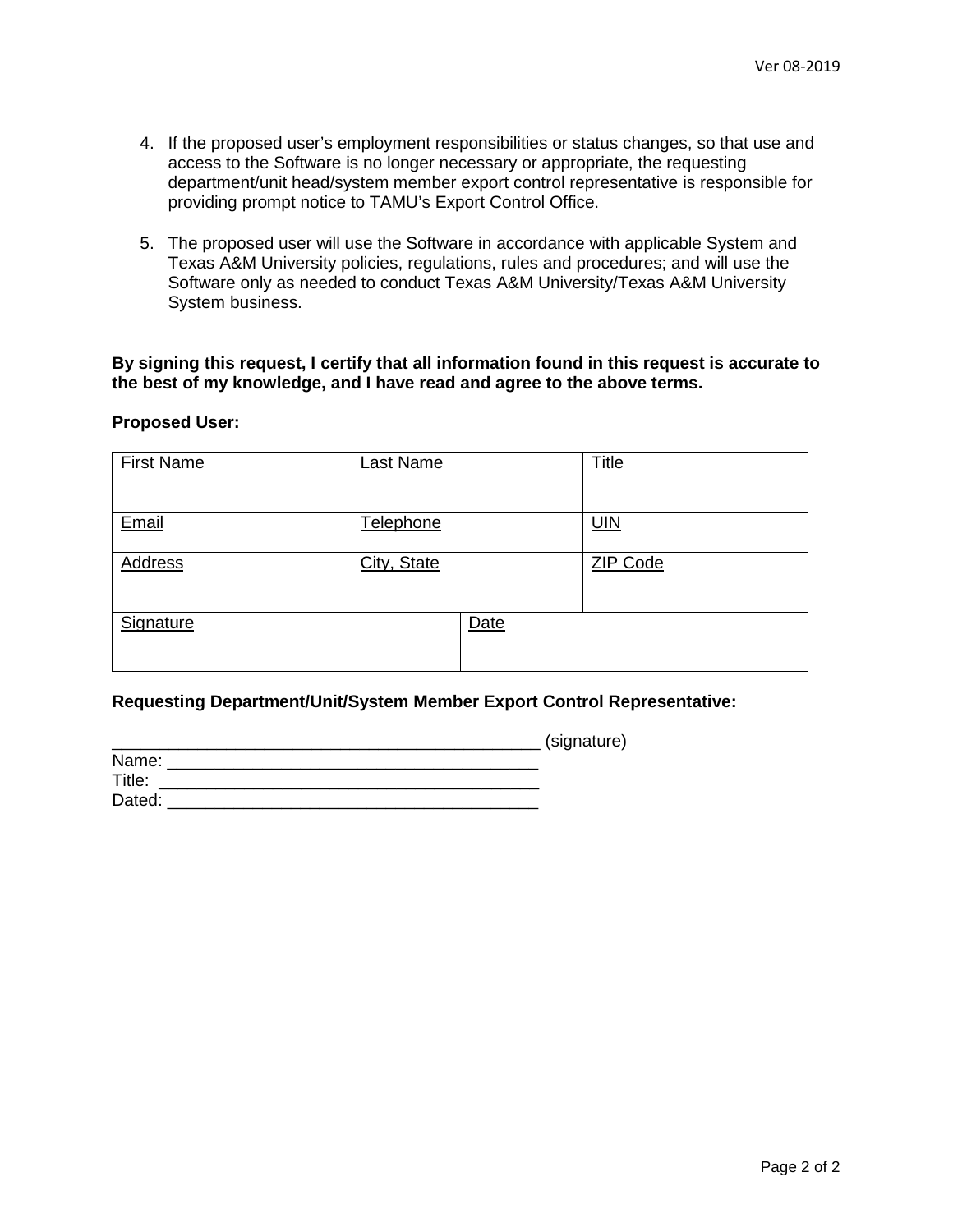4. If the proposed user's employment responsibilities or status changes, so that use and access to the Software is no longer necessary or appropriate, the requesting department/unit head/system member export control representative is responsible for providing prompt notice to TAMU's Export Control Office.

5. The proposed user will use the Software in accordance with applicable System and Texas A&M University policies, regulations, rules and procedures; and will use the Software only as needed to conduct Texas A&M University/Texas A&M University System business.

**By signing this request, I certify that all information found in this request is accurate to the best of my knowledge, and I have read and agree to the above terms.**

**Proposed User:**

| | | |
|---|---|---|
| First Name | Last Name | Title |
| Email | Telephone | UIN |
| Address | City, State | ZIP Code |
| Signature | Date | |

**Requesting Department/Unit/System Member Export Control Representative:**

______________________________________________ (signature)
Name: ________________________________________
Title: ________________________________________
Dated: ________________________________________